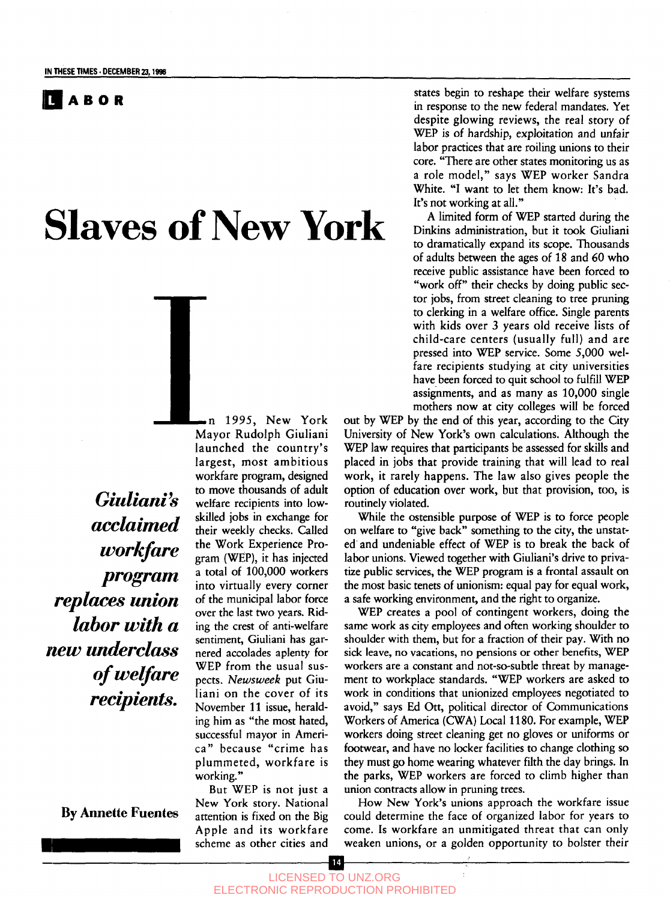LABOR

# Slaves of New York

*Giuliani's acclaimed workfare program replaces union labor with a new underclass of welfare recipients.*

**By Annette Fuentes**

In 1995, New York Mayor Rudolph Giuliani launched the country's largest, most ambitious workfare program, designed to move thousands of adult welfare recipients into low-skilled jobs in exchange for their weekly checks. Called the Work Experience Program (WEP), it has injected a total of 100,000 workers into virtually every corner of the municipal labor force over the last two years. Riding the crest of anti-welfare sentiment, Giuliani has garnered accolades aplenty for WEP from the usual suspects. *Newsweek* put Giuliani on the cover of its November 11 issue, heralding him as "the most hated, successful mayor in America" because "crime has plummeted, workfare is working."

But WEP is not just a New York story. National attention is fixed on the Big Apple and its workfare scheme as other cities and states begin to reshape their welfare systems in response to the new federal mandates. Yet despite glowing reviews, the real story of WEP is of hardship, exploitation and unfair labor practices that are roiling unions to their core. "There are other states monitoring us as a role model," says WEP worker Sandra White. "I want to let them know: It's bad. It's not working at all."

A limited form of WEP started during the Dinkins administration, but it took Giuliani to dramatically expand its scope. Thousands of adults between the ages of 18 and 60 who receive public assistance have been forced to "work off" their checks by doing public sector jobs, from street cleaning to tree pruning to clerking in a welfare office. Single parents with kids over 3 years old receive lists of child-care centers (usually full) and are pressed into WEP service. Some 5,000 welfare recipients studying at city universities have been forced to quit school to fulfill WEP assignments, and as many as 10,000 single mothers now at city colleges will be forced out by WEP by the end of this year, according to the City University of New York's own calculations. Although the WEP law requires that participants be assessed for skills and placed in jobs that provide training that will lead to real work, it rarely happens. The law also gives people the option of education over work, but that provision, too, is routinely violated.

While the ostensible purpose of WEP is to force people on welfare to "give back" something to the city, the unstated and undeniable effect of WEP is to break the back of labor unions. Viewed together with Giuliani's drive to privatize public services, the WEP program is a frontal assault on the most basic tenets of unionism: equal pay for equal work, a safe working environment, and the right to organize.

WEP creates a pool of contingent workers, doing the same work as city employees and often working shoulder to shoulder with them, but for a fraction of their pay. With no sick leave, no vacations, no pensions or other benefits, WEP workers are a constant and not-so-subtle threat by management to workplace standards. "WEP workers are asked to work in conditions that unionized employees negotiated to avoid," says Ed Ott, political director of Communications Workers of America (CWA) Local 1180. For example, WEP workers doing street cleaning get no gloves or uniforms or footwear, and have no locker facilities to change clothing so they must go home wearing whatever filth the day brings. In the parks, WEP workers are forced to climb higher than union contracts allow in pruning trees.

How New York's unions approach the workfare issue could determine the face of organized labor for years to come. Is workfare an unmitigated threat that can only weaken unions, or a golden opportunity to bolster their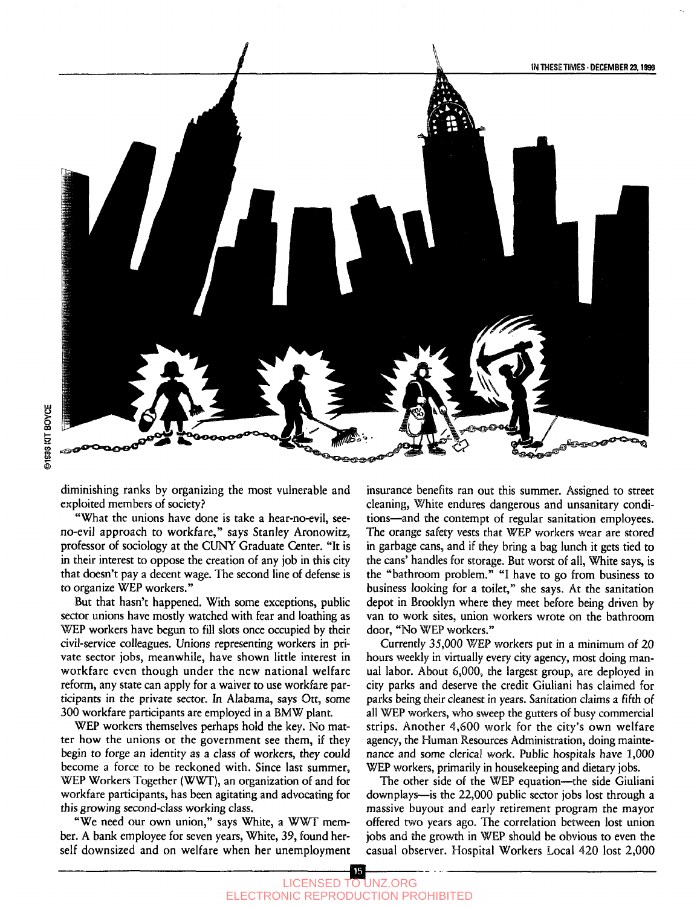diminishing ranks by organizing the most vulnerable and exploited members of society?

"What the unions have done is take a hear-no-evil, see-no-evil approach to workfare," says Stanley Aronowitz, professor of sociology at the CUNY Graduate Center. "It is in their interest to oppose the creation of any job in this city that doesn't pay a decent wage. The second line of defense is to organize WEP workers."

But that hasn't happened. With some exceptions, public sector unions have mostly watched with fear and loathing as WEP workers have begun to fill slots once occupied by their civil-service colleagues. Unions representing workers in private sector jobs, meanwhile, have shown little interest in workfare even though under the new national welfare reform, any state can apply for a waiver to use workfare participants in the private sector. In Alabama, says Ott, some 300 workfare participants are employed in a BMW plant.

WEP workers themselves perhaps hold the key. No matter how the unions or the government see them, if they begin to forge an identity as a class of workers, they could become a force to be reckoned with. Since last summer, WEP Workers Together (WWT), an organization of and for workfare participants, has been agitating and advocating for this growing second-class working class.

"We need our own union," says White, a WWT member. A bank employee for seven years, White, 39, found herself downsized and on welfare when her unemployment insurance benefits ran out this summer. Assigned to street cleaning, White endures dangerous and unsanitary conditions—and the contempt of regular sanitation employees. The orange safety vests that WEP workers wear are stored in garbage cans, and if they bring a bag lunch it gets tied to the cans' handles for storage. But worst of all, White says, is the "bathroom problem." "I have to go from business to business looking for a toilet," she says. At the sanitation depot in Brooklyn where they meet before being driven by van to work sites, union workers wrote on the bathroom door, "No WEP workers."

Currently 35,000 WEP workers put in a minimum of 20 hours weekly in virtually every city agency, most doing manual labor. About 6,000, the largest group, are deployed in city parks and deserve the credit Giuliani has claimed for parks being their cleanest in years. Sanitation claims a fifth of all WEP workers, who sweep the gutters of busy commercial strips. Another 4,600 work for the city's own welfare agency, the Human Resources Administration, doing maintenance and some clerical work. Public hospitals have 1,000 WEP workers, primarily in housekeeping and dietary jobs.

The other side of the WEP equation—the side Giuliani downplays—is the 22,000 public sector jobs lost through a massive buyout and early retirement program the mayor offered two years ago. The correlation between lost union jobs and the growth in WEP should be obvious to even the casual observer. Hospital Workers Local 420 lost 2,000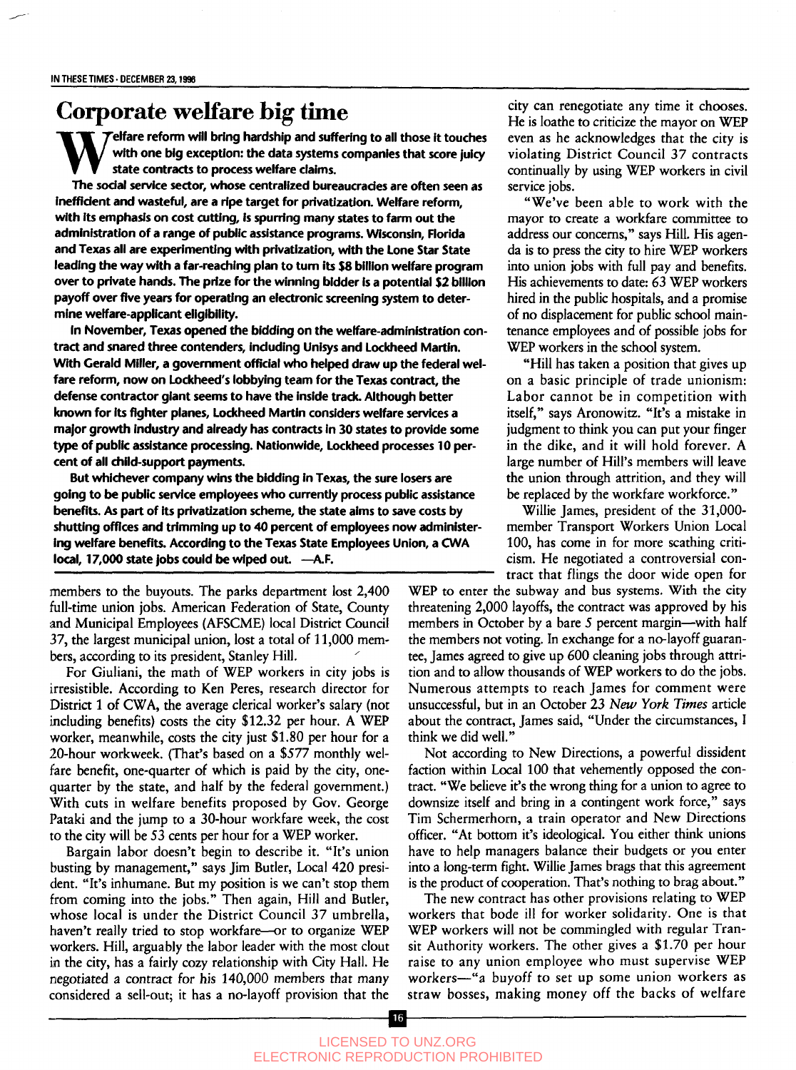## Corporate welfare big time

**Welfare reform will bring hardship and suffering to all those it touches with one big exception: the data systems companies that score juicy state contracts to process welfare claims.**

**The social service sector, whose centralized bureaucracies are often seen as inefficient and wasteful, are a ripe target for privatization. Welfare reform, with its emphasis on cost cutting, is spurring many states to farm out the administration of a range of public assistance programs. Wisconsin, Florida and Texas all are experimenting with privatization, with the Lone Star State leading the way with a far-reaching plan to turn its $8 billion welfare program over to private hands. The prize for the winning bidder is a potential $2 billion payoff over five years for operating an electronic screening system to determine welfare-applicant eligibility.**

**In November, Texas opened the bidding on the welfare-administration contract and snared three contenders, including Unisys and Lockheed Martin. With Gerald Miller, a government official who helped draw up the federal welfare reform, now on Lockheed's lobbying team for the Texas contract, the defense contractor giant seems to have the inside track. Although better known for its fighter planes, Lockheed Martin considers welfare services a major growth industry and already has contracts in 30 states to provide some type of public assistance processing. Nationwide, Lockheed processes 10 percent of all child-support payments.**

**But whichever company wins the bidding in Texas, the sure losers are going to be public service employees who currently process public assistance benefits. As part of its privatization scheme, the state aims to save costs by shutting offices and trimming up to 40 percent of employees now administering welfare benefits. According to the Texas State Employees Union, a CWA local, 17,000 state jobs could be wiped out. —A.F.**

---

members to the buyouts. The parks department lost 2,400 full-time union jobs. American Federation of State, County and Municipal Employees (AFSCME) local District Council 37, the largest municipal union, lost a total of 11,000 members, according to its president, Stanley Hill.

For Giuliani, the math of WEP workers in city jobs is irresistible. According to Ken Peres, research director for District 1 of CWA, the average clerical worker's salary (not including benefits) costs the city $12.32 per hour. A WEP worker, meanwhile, costs the city just $1.80 per hour for a 20-hour workweek. (That's based on a $577 monthly welfare benefit, one-quarter of which is paid by the city, one-quarter by the state, and half by the federal government.) With cuts in welfare benefits proposed by Gov. George Pataki and the jump to a 30-hour workfare week, the cost to the city will be 53 cents per hour for a WEP worker.

Bargain labor doesn't begin to describe it. "It's union busting by management," says Jim Butler, Local 420 president. "It's inhumane. But my position is we can't stop them from coming into the jobs." Then again, Hill and Butler, whose local is under the District Council 37 umbrella, haven't really tried to stop workfare—or to organize WEP workers. Hill, arguably the labor leader with the most clout in the city, has a fairly cozy relationship with City Hall. He negotiated a contract for his 140,000 members that many considered a sell-out; it has a no-layoff provision that the city can renegotiate any time it chooses. He is loathe to criticize the mayor on WEP even as he acknowledges that the city is violating District Council 37 contracts continually by using WEP workers in civil service jobs.

"We've been able to work with the mayor to create a workfare committee to address our concerns," says Hill. His agenda is to press the city to hire WEP workers into union jobs with full pay and benefits. His achievements to date: 63 WEP workers hired in the public hospitals, and a promise of no displacement for public school maintenance employees and of possible jobs for WEP workers in the school system.

"Hill has taken a position that gives up on a basic principle of trade unionism: Labor cannot be in competition with itself," says Aronowitz. "It's a mistake in judgment to think you can put your finger in the dike, and it will hold forever. A large number of Hill's members will leave the union through attrition, and they will be replaced by the workfare workforce."

Willie James, president of the 31,000-member Transport Workers Union Local 100, has come in for more scathing criticism. He negotiated a controversial contract that flings the door wide open for WEP to enter the subway and bus systems. With the city threatening 2,000 layoffs, the contract was approved by his members in October by a bare 5 percent margin—with half the members not voting. In exchange for a no-layoff guarantee, James agreed to give up 600 cleaning jobs through attrition and to allow thousands of WEP workers to do the jobs. Numerous attempts to reach James for comment were unsuccessful, but in an October 23 *New York Times* article about the contract, James said, "Under the circumstances, I think we did well."

Not according to New Directions, a powerful dissident faction within Local 100 that vehemently opposed the contract. "We believe it's the wrong thing for a union to agree to downsize itself and bring in a contingent work force," says Tim Schermerhorn, a train operator and New Directions officer. "At bottom it's ideological. You either think unions have to help managers balance their budgets or you enter into a long-term fight. Willie James brags that this agreement is the product of cooperation. That's nothing to brag about."

The new contract has other provisions relating to WEP workers that bode ill for worker solidarity. One is that WEP workers will not be commingled with regular Transit Authority workers. The other gives a $1.70 per hour raise to any union employee who must supervise WEP workers—"a buyoff to set up some union workers as straw bosses, making money off the backs of welfare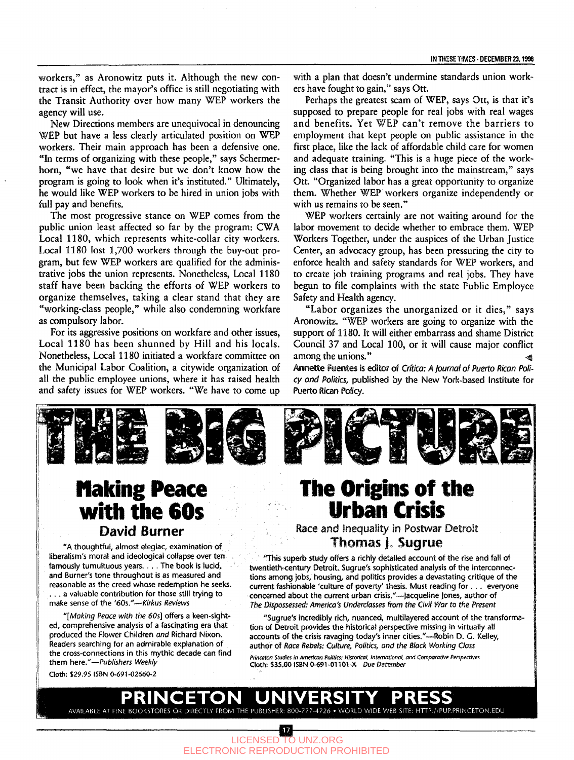workers," as Aronowitz puts it. Although the new contract is in effect, the mayor's office is still negotiating with the Transit Authority over how many WEP workers the agency will use.

New Directions members are unequivocal in denouncing WEP but have a less clearly articulated position on WEP workers. Their main approach has been a defensive one. "In terms of organizing with these people," says Schermerhorn, "we have that desire but we don't know how the program is going to look when it's instituted." Ultimately, he would like WEP workers to be hired in union jobs with full pay and benefits.

The most progressive stance on WEP comes from the public union least affected so far by the program: CWA Local 1180, which represents white-collar city workers. Local 1180 lost 1,700 workers through the buy-out program, but few WEP workers are qualified for the administrative jobs the union represents. Nonetheless, Local 1180 staff have been backing the efforts of WEP workers to organize themselves, taking a clear stand that they are "working-class people," while also condemning workfare as compulsory labor.

For its aggressive positions on workfare and other issues, Local 1180 has been shunned by Hill and his locals. Nonetheless, Local 1180 initiated a workfare committee on the Municipal Labor Coalition, a citywide organization of all the public employee unions, where it has raised health and safety issues for WEP workers. "We have to come up with a plan that doesn't undermine standards union workers have fought to gain," says Ott.

Perhaps the greatest scam of WEP, says Ott, is that it's supposed to prepare people for real jobs with real wages and benefits. Yet WEP can't remove the barriers to employment that kept people on public assistance in the first place, like the lack of affordable child care for women and adequate training. "This is a huge piece of the working class that is being brought into the mainstream," says Ott. "Organized labor has a great opportunity to organize them. Whether WEP workers organize independently or with us remains to be seen."

WEP workers certainly are not waiting around for the labor movement to decide whether to embrace them. WEP Workers Together, under the auspices of the Urban Justice Center, an advocacy group, has been pressuring the city to enforce health and safety standards for WEP workers, and to create job training programs and real jobs. They have begun to file complaints with the state Public Employee Safety and Health agency.

"Labor organizes the unorganized or it dies," says Aronowitz. "WEP workers are going to organize with the support of 1180. It will either embarrass and shame District Council 37 and Local 100, or it will cause major conflict among the unions."

**Annette Fuentes** is editor of *Crítica: A Journal of Puerto Rican Policy and Politics*, published by the New York-based Institute for Puerto Rican Policy.

# THE BIG PICTURE

## Making Peace with the 60s

### David Burner

"A thoughtful, almost elegiac, examination of liberalism's moral and ideological collapse over ten famously tumultuous years. . . . The book is lucid, and Burner's tone throughout is as measured and reasonable as the creed whose redemption he seeks. . . . a valuable contribution for those still trying to make sense of the '60s."—*Kirkus Reviews*

"[*Making Peace with the 60s*] offers a keen-sighted, comprehensive analysis of a fascinating era that produced the Flower Children *and* Richard Nixon. Readers searching for an admirable explanation of the cross-connections in this mythic decade can find them here."—*Publishers Weekly*

Cloth: $29.95 ISBN 0-691-02660-2

## The Origins of the Urban Crisis

Race and Inequality in Postwar Detroit

### Thomas J. Sugrue

"This superb study offers a richly detailed account of the rise and fall of twentieth-century Detroit. Sugrue's sophisticated analysis of the interconnections among jobs, housing, and politics provides a devastating critique of the current fashionable 'culture of poverty' thesis. Must reading for . . . everyone concerned about the current urban crisis."—Jacqueline Jones, author of *The Dispossessed: America's Underclasses from the Civil War to the Present*

"Sugrue's incredibly rich, nuanced, multilayered account of the transformation of Detroit provides the historical perspective missing in virtually all accounts of the crisis ravaging today's inner cities."—Robin D. G. Kelley, author of *Race Rebels: Culture, Politics, and the Black Working Class*

*Princeton Studies in American Politics: Historical, International, and Comparative Perspectives*
Cloth: $35.00 ISBN 0-691-01101-X *Due December*

## PRINCETON UNIVERSITY PRESS

AVAILABLE AT FINE BOOKSTORES OR DIRECTLY FROM THE PUBLISHER: 800-777-4726 • WORLD WIDE WEB SITE: HTTP://PUP.PRINCETON.EDU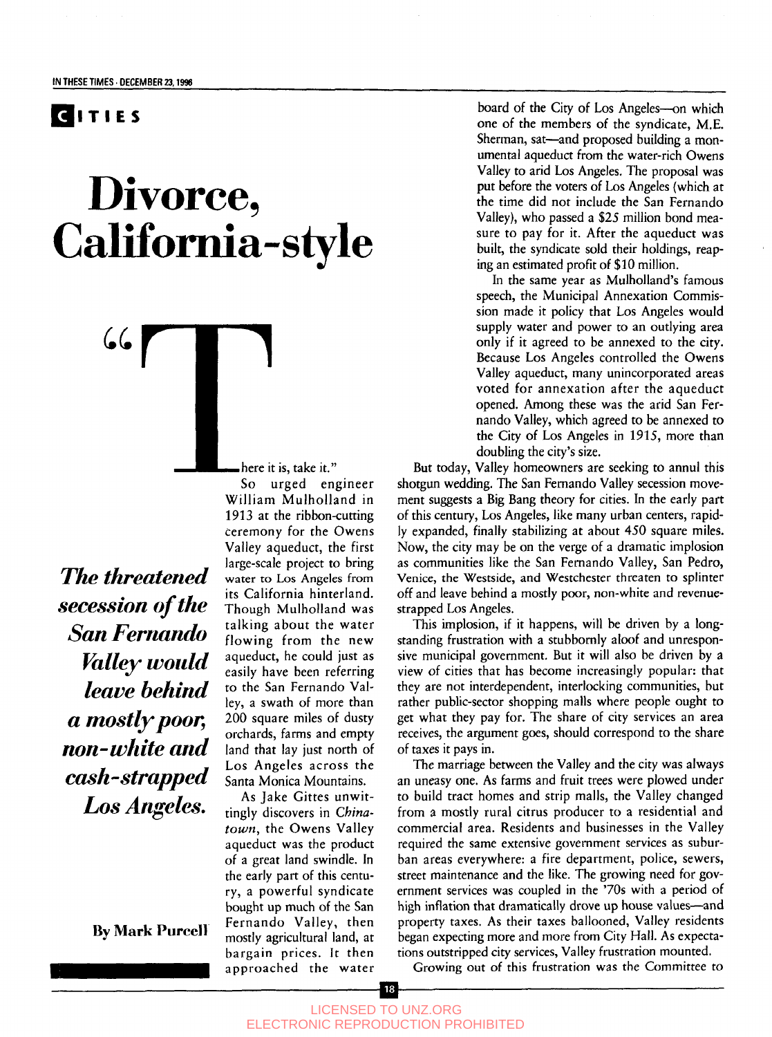CITIES

# Divorce, California-style

*The threatened secession of the San Fernando Valley would leave behind a mostly poor, non-white and cash-strapped Los Angeles.*

**By Mark Purcell**

"There it is, take it."

So urged engineer William Mulholland in 1913 at the ribbon-cutting ceremony for the Owens Valley aqueduct, the first large-scale project to bring water to Los Angeles from its California hinterland. Though Mulholland was talking about the water flowing from the new aqueduct, he could just as easily have been referring to the San Fernando Valley, a swath of more than 200 square miles of dusty orchards, farms and empty land that lay just north of Los Angeles across the Santa Monica Mountains.

As Jake Gittes unwittingly discovers in *Chinatown*, the Owens Valley aqueduct was the product of a great land swindle. In the early part of this century, a powerful syndicate bought up much of the San Fernando Valley, then mostly agricultural land, at bargain prices. It then approached the water board of the City of Los Angeles—on which one of the members of the syndicate, M.E. Sherman, sat—and proposed building a monumental aqueduct from the water-rich Owens Valley to arid Los Angeles. The proposal was put before the voters of Los Angeles (which at the time did not include the San Fernando Valley), who passed a $25 million bond measure to pay for it. After the aqueduct was built, the syndicate sold their holdings, reaping an estimated profit of $10 million.

In the same year as Mulholland's famous speech, the Municipal Annexation Commission made it policy that Los Angeles would supply water and power to an outlying area only if it agreed to be annexed to the city. Because Los Angeles controlled the Owens Valley aqueduct, many unincorporated areas voted for annexation after the aqueduct opened. Among these was the arid San Fernando Valley, which agreed to be annexed to the City of Los Angeles in 1915, more than doubling the city's size.

But today, Valley homeowners are seeking to annul this shotgun wedding. The San Fernando Valley secession movement suggests a Big Bang theory for cities. In the early part of this century, Los Angeles, like many urban centers, rapidly expanded, finally stabilizing at about 450 square miles. Now, the city may be on the verge of a dramatic implosion as communities like the San Fernando Valley, San Pedro, Venice, the Westside, and Westchester threaten to splinter off and leave behind a mostly poor, non-white and revenue-strapped Los Angeles.

This implosion, if it happens, will be driven by a long-standing frustration with a stubbornly aloof and unresponsive municipal government. But it will also be driven by a view of cities that has become increasingly popular: that they are not interdependent, interlocking communities, but rather public-sector shopping malls where people ought to get what they pay for. The share of city services an area receives, the argument goes, should correspond to the share of taxes it pays in.

The marriage between the Valley and the city was always an uneasy one. As farms and fruit trees were plowed under to build tract homes and strip malls, the Valley changed from a mostly rural citrus producer to a residential and commercial area. Residents and businesses in the Valley required the same extensive government services as suburban areas everywhere: a fire department, police, sewers, street maintenance and the like. The growing need for government services was coupled in the '70s with a period of high inflation that dramatically drove up house values—and property taxes. As their taxes ballooned, Valley residents began expecting more and more from City Hall. As expectations outstripped city services, Valley frustration mounted.

Growing out of this frustration was the Committee to